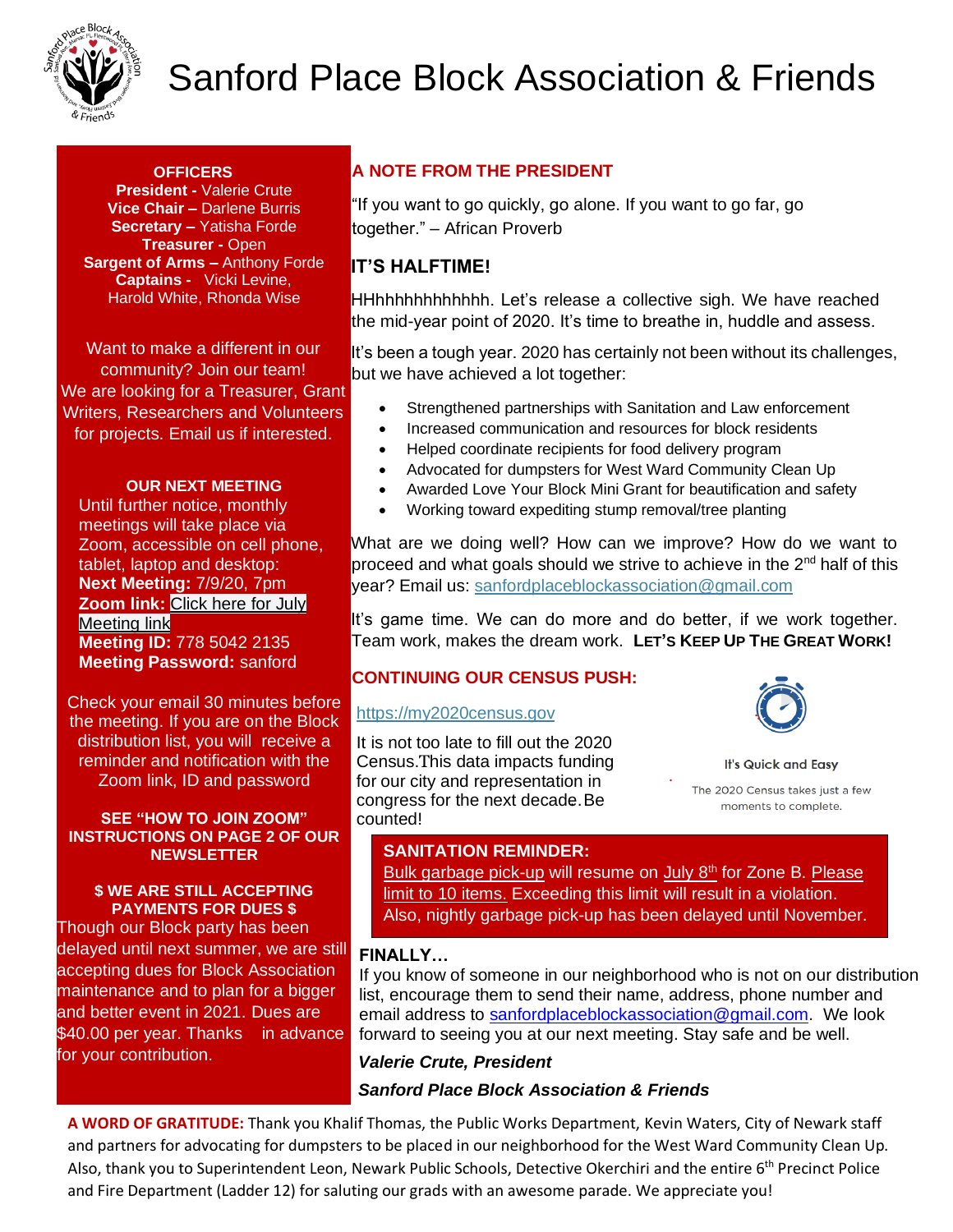# Sanford Place Block Association & Friends

**OFFICERS**
**President -** Valerie Crute
**Vice Chair –** Darlene Burris
**Secretary –** Yatisha Forde
**Treasurer -** Open
**Sargent of Arms –** Anthony Forde
**Captains -** Vicki Levine, Harold White, Rhonda Wise

Want to make a different in our community? Join our team! We are looking for a Treasurer, Grant Writers, Researchers and Volunteers for projects. Email us if interested.

**OUR NEXT MEETING**
Until further notice, monthly meetings will take place via Zoom, accessible on cell phone, tablet, laptop and desktop:
**Next Meeting:** 7/9/20, 7pm
**Zoom link:** Click here for July Meeting link
**Meeting ID:** 778 5042 2135
**Meeting Password:** sanford

Check your email 30 minutes before the meeting. If you are on the Block distribution list, you will receive a reminder and notification with the Zoom link, ID and password

**SEE "HOW TO JOIN ZOOM" INSTRUCTIONS ON PAGE 2 OF OUR NEWSLETTER**

**$ WE ARE STILL ACCEPTING PAYMENTS FOR DUES $**
Though our Block party has been delayed until next summer, we are still accepting dues for Block Association maintenance and to plan for a bigger and better event in 2021. Dues are $40.00 per year. Thanks in advance for your contribution.

## A NOTE FROM THE PRESIDENT

"If you want to go quickly, go alone. If you want to go far, go together." – African Proverb

## IT'S HALFTIME!

HHhhhhhhhhhhhh. Let's release a collective sigh. We have reached the mid-year point of 2020. It's time to breathe in, huddle and assess.

It's been a tough year. 2020 has certainly not been without its challenges, but we have achieved a lot together:

- Strengthened partnerships with Sanitation and Law enforcement
- Increased communication and resources for block residents
- Helped coordinate recipients for food delivery program
- Advocated for dumpsters for West Ward Community Clean Up
- Awarded Love Your Block Mini Grant for beautification and safety
- Working toward expediting stump removal/tree planting

What are we doing well? How can we improve? How do we want to proceed and what goals should we strive to achieve in the 2nd half of this year? Email us: sanfordplaceblockassociation@gmail.com

It's game time. We can do more and do better, if we work together. Team work, makes the dream work. **LET'S KEEP UP THE GREAT WORK!**

## CONTINUING OUR CENSUS PUSH:

https://my2020census.gov

It is not too late to fill out the 2020 Census.This data impacts funding for our city and representation in congress for the next decade. Be counted!

It's Quick and Easy

The 2020 Census takes just a few moments to complete.

**SANITATION REMINDER:**
Bulk garbage pick-up will resume on July 8th for Zone B. Please limit to 10 items. Exceeding this limit will result in a violation. Also, nightly garbage pick-up has been delayed until November.

**FINALLY…**
If you know of someone in our neighborhood who is not on our distribution list, encourage them to send their name, address, phone number and email address to sanfordplaceblockassociation@gmail.com. We look forward to seeing you at our next meeting. Stay safe and be well.

***Valerie Crute, President***

***Sanford Place Block Association & Friends***

**A WORD OF GRATITUDE:** Thank you Khalif Thomas, the Public Works Department, Kevin Waters, City of Newark staff and partners for advocating for dumpsters to be placed in our neighborhood for the West Ward Community Clean Up. Also, thank you to Superintendent Leon, Newark Public Schools, Detective Okerchiri and the entire 6th Precinct Police and Fire Department (Ladder 12) for saluting our grads with an awesome parade. We appreciate you!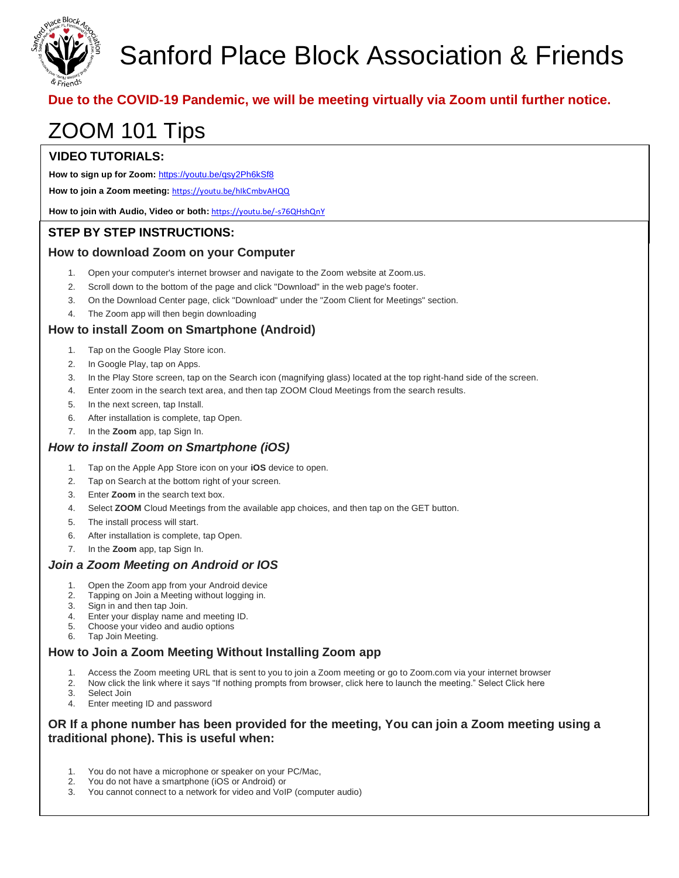# Sanford Place Block Association & Friends

**Due to the COVID-19 Pandemic, we will be meeting virtually via Zoom until further notice.**

# ZOOM 101 Tips

## VIDEO TUTORIALS:

**How to sign up for Zoom:** https://youtu.be/qsy2Ph6kSf8

**How to join a Zoom meeting:** https://youtu.be/hlkCmbvAHQQ

**How to join with Audio, Video or both:** https://youtu.be/-s76QHshQnY

## STEP BY STEP INSTRUCTIONS:

### How to download Zoom on your Computer

1. Open your computer's internet browser and navigate to the Zoom website at Zoom.us.
2. Scroll down to the bottom of the page and click "Download" in the web page's footer.
3. On the Download Center page, click "Download" under the "Zoom Client for Meetings" section.
4. The Zoom app will then begin downloading

### How to install Zoom on Smartphone (Android)

1. Tap on the Google Play Store icon.
2. In Google Play, tap on Apps.
3. In the Play Store screen, tap on the Search icon (magnifying glass) located at the top right-hand side of the screen.
4. Enter zoom in the search text area, and then tap ZOOM Cloud Meetings from the search results.
5. In the next screen, tap Install.
6. After installation is complete, tap Open.
7. In the **Zoom** app, tap Sign In.

### *How to install Zoom on Smartphone (iOS)*

1. Tap on the Apple App Store icon on your **iOS** device to open.
2. Tap on Search at the bottom right of your screen.
3. Enter **Zoom** in the search text box.
4. Select **ZOOM** Cloud Meetings from the available app choices, and then tap on the GET button.
5. The install process will start.
6. After installation is complete, tap Open.
7. In the **Zoom** app, tap Sign In.

### *Join a Zoom Meeting on Android or IOS*

1. Open the Zoom app from your Android device
2. Tapping on Join a Meeting without logging in.
3. Sign in and then tap Join.
4. Enter your display name and meeting ID.
5. Choose your video and audio options
6. Tap Join Meeting.

### How to Join a Zoom Meeting Without Installing Zoom app

1. Access the Zoom meeting URL that is sent to you to join a Zoom meeting or go to Zoom.com via your internet browser
2. Now click the link where it says "If nothing prompts from browser, click here to launch the meeting." Select Click here
3. Select Join
4. Enter meeting ID and password

### OR If a phone number has been provided for the meeting, You can join a Zoom meeting using a traditional phone). This is useful when:

1. You do not have a microphone or speaker on your PC/Mac,
2. You do not have a smartphone (iOS or Android) or
3. You cannot connect to a network for video and VoIP (computer audio)